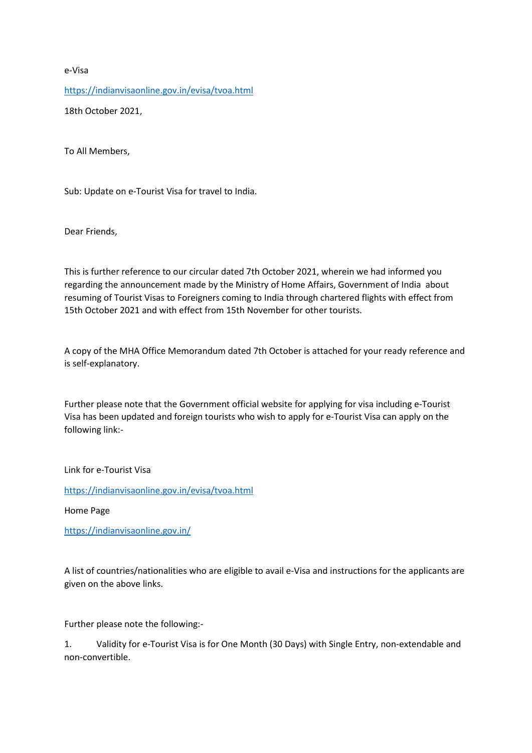e-Visa

https://indianvisaonline.gov.in/evisa/tvoa.html

18th October 2021,

To All Members,

Sub: Update on e-Tourist Visa for travel to India.

Dear Friends,

This is further reference to our circular dated 7th October 2021, wherein we had informed you regarding the announcement made by the Ministry of Home Affairs, Government of India about resuming of Tourist Visas to Foreigners coming to India through chartered flights with effect from 15th October 2021 and with effect from 15th November for other tourists.

A copy of the MHA Office Memorandum dated 7th October is attached for your ready reference and is self-explanatory.

Further please note that the Government official website for applying for visa including e-Tourist Visa has been updated and foreign tourists who wish to apply for e-Tourist Visa can apply on the following link:-

Link for e-Tourist Visa

https://indianvisaonline.gov.in/evisa/tvoa.html

Home Page

https://indianvisaonline.gov.in/

A list of countries/nationalities who are eligible to avail e-Visa and instructions for the applicants are given on the above links.

Further please note the following:-

1. Validity for e-Tourist Visa is for One Month (30 Days) with Single Entry, non-extendable and non-convertible.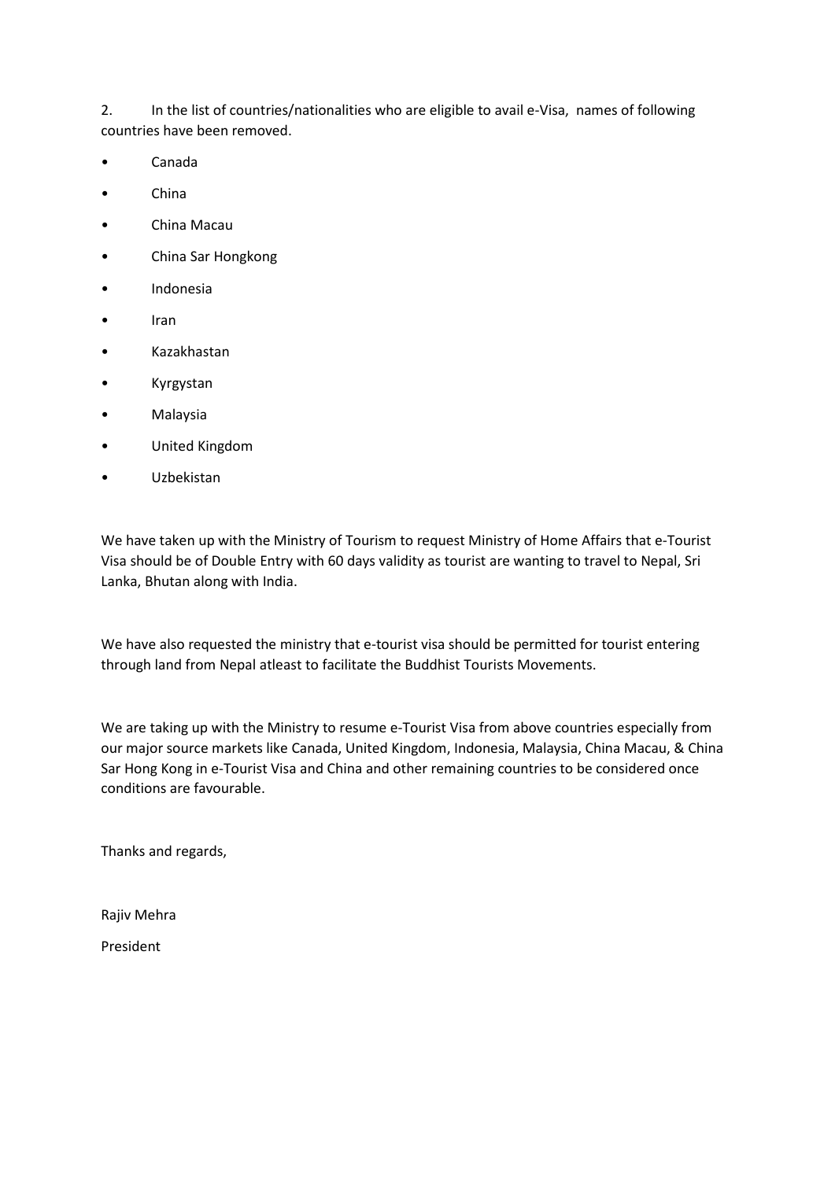2. In the list of countries/nationalities who are eligible to avail e-Visa, names of following countries have been removed.

- Canada
- China
- China Macau
- China Sar Hongkong
- Indonesia
- Iran
- Kazakhastan
- Kyrgystan
- Malaysia
- United Kingdom
- Uzbekistan

We have taken up with the Ministry of Tourism to request Ministry of Home Affairs that e-Tourist Visa should be of Double Entry with 60 days validity as tourist are wanting to travel to Nepal, Sri Lanka, Bhutan along with India.

We have also requested the ministry that e-tourist visa should be permitted for tourist entering through land from Nepal atleast to facilitate the Buddhist Tourists Movements.

We are taking up with the Ministry to resume e-Tourist Visa from above countries especially from our major source markets like Canada, United Kingdom, Indonesia, Malaysia, China Macau, & China Sar Hong Kong in e-Tourist Visa and China and other remaining countries to be considered once conditions are favourable.

Thanks and regards,

Rajiv Mehra

President